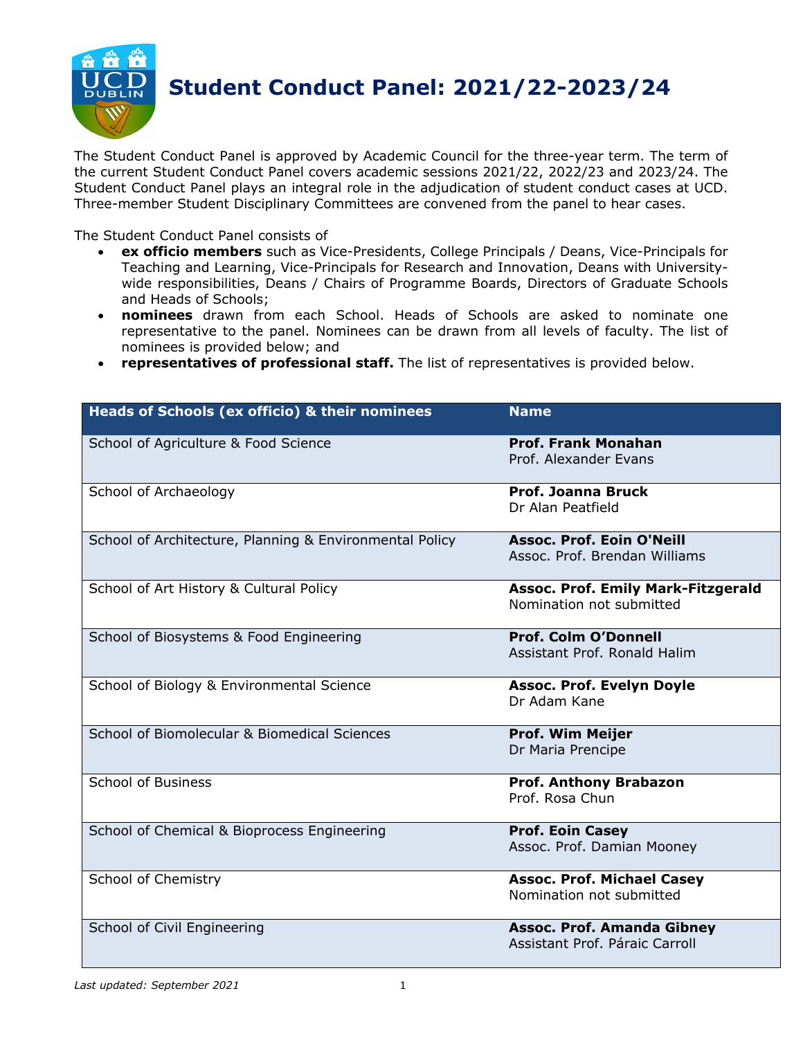# Student Conduct Panel: 2021/22-2023/24

The Student Conduct Panel is approved by Academic Council for the three-year term. The term of the current Student Conduct Panel covers academic sessions 2021/22, 2022/23 and 2023/24. The Student Conduct Panel plays an integral role in the adjudication of student conduct cases at UCD. Three-member Student Disciplinary Committees are convened from the panel to hear cases.

The Student Conduct Panel consists of

- **ex officio members** such as Vice-Presidents, College Principals / Deans, Vice-Principals for Teaching and Learning, Vice-Principals for Research and Innovation, Deans with University-wide responsibilities, Deans / Chairs of Programme Boards, Directors of Graduate Schools and Heads of Schools;
- **nominees** drawn from each School. Heads of Schools are asked to nominate one representative to the panel. Nominees can be drawn from all levels of faculty. The list of nominees is provided below; and
- **representatives of professional staff.** The list of representatives is provided below.

| Heads of Schools (ex officio) & their nominees | Name |
| --- | --- |
| School of Agriculture & Food Science | **Prof. Frank Monahan**<br>Prof. Alexander Evans |
| School of Archaeology | **Prof. Joanna Bruck**<br>Dr Alan Peatfield |
| School of Architecture, Planning & Environmental Policy | **Assoc. Prof. Eoin O'Neill**<br>Assoc. Prof. Brendan Williams |
| School of Art History & Cultural Policy | **Assoc. Prof. Emily Mark-Fitzgerald**<br>Nomination not submitted |
| School of Biosystems & Food Engineering | **Prof. Colm O'Donnell**<br>Assistant Prof. Ronald Halim |
| School of Biology & Environmental Science | **Assoc. Prof. Evelyn Doyle**<br>Dr Adam Kane |
| School of Biomolecular & Biomedical Sciences | **Prof. Wim Meijer**<br>Dr Maria Prencipe |
| School of Business | **Prof. Anthony Brabazon**<br>Prof. Rosa Chun |
| School of Chemical & Bioprocess Engineering | **Prof. Eoin Casey**<br>Assoc. Prof. Damian Mooney |
| School of Chemistry | **Assoc. Prof. Michael Casey**<br>Nomination not submitted |
| School of Civil Engineering | **Assoc. Prof. Amanda Gibney**<br>Assistant Prof. Páraic Carroll |

*Last updated: September 2021*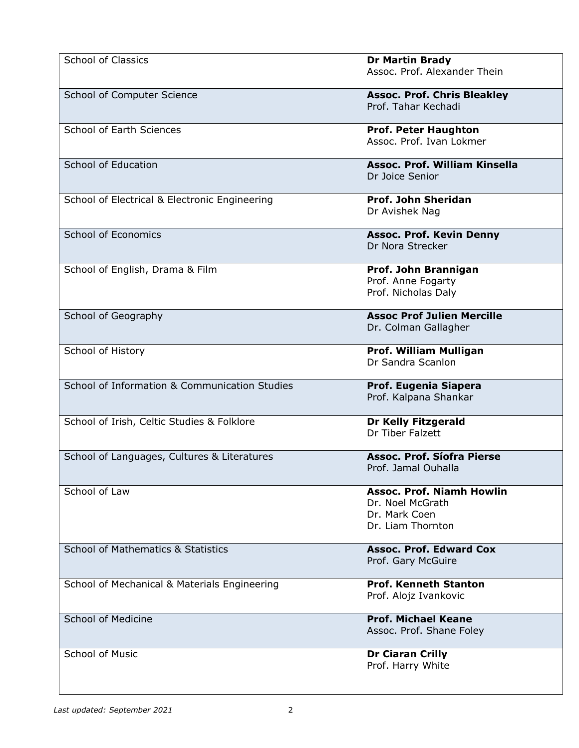| | |
|---|---|
| School of Classics | **Dr Martin Brady**<br>Assoc. Prof. Alexander Thein |
| School of Computer Science | **Assoc. Prof. Chris Bleakley**<br>Prof. Tahar Kechadi |
| School of Earth Sciences | **Prof. Peter Haughton**<br>Assoc. Prof. Ivan Lokmer |
| School of Education | **Assoc. Prof. William Kinsella**<br>Dr Joice Senior |
| School of Electrical & Electronic Engineering | **Prof. John Sheridan**<br>Dr Avishek Nag |
| School of Economics | **Assoc. Prof. Kevin Denny**<br>Dr Nora Strecker |
| School of English, Drama & Film | **Prof. John Brannigan**<br>Prof. Anne Fogarty<br>Prof. Nicholas Daly |
| School of Geography | **Assoc Prof Julien Mercille**<br>Dr. Colman Gallagher |
| School of History | **Prof. William Mulligan**<br>Dr Sandra Scanlon |
| School of Information & Communication Studies | **Prof. Eugenia Siapera**<br>Prof. Kalpana Shankar |
| School of Irish, Celtic Studies & Folklore | **Dr Kelly Fitzgerald**<br>Dr Tiber Falzett |
| School of Languages, Cultures & Literatures | **Assoc. Prof. Síofra Pierse**<br>Prof. Jamal Ouhalla |
| School of Law | **Assoc. Prof. Niamh Howlin**<br>Dr. Noel McGrath<br>Dr. Mark Coen<br>Dr. Liam Thornton |
| School of Mathematics & Statistics | **Assoc. Prof. Edward Cox**<br>Prof. Gary McGuire |
| School of Mechanical & Materials Engineering | **Prof. Kenneth Stanton**<br>Prof. Alojz Ivankovic |
| School of Medicine | **Prof. Michael Keane**<br>Assoc. Prof. Shane Foley |
| School of Music | **Dr Ciaran Crilly**<br>Prof. Harry White |

*Last updated: September 2021*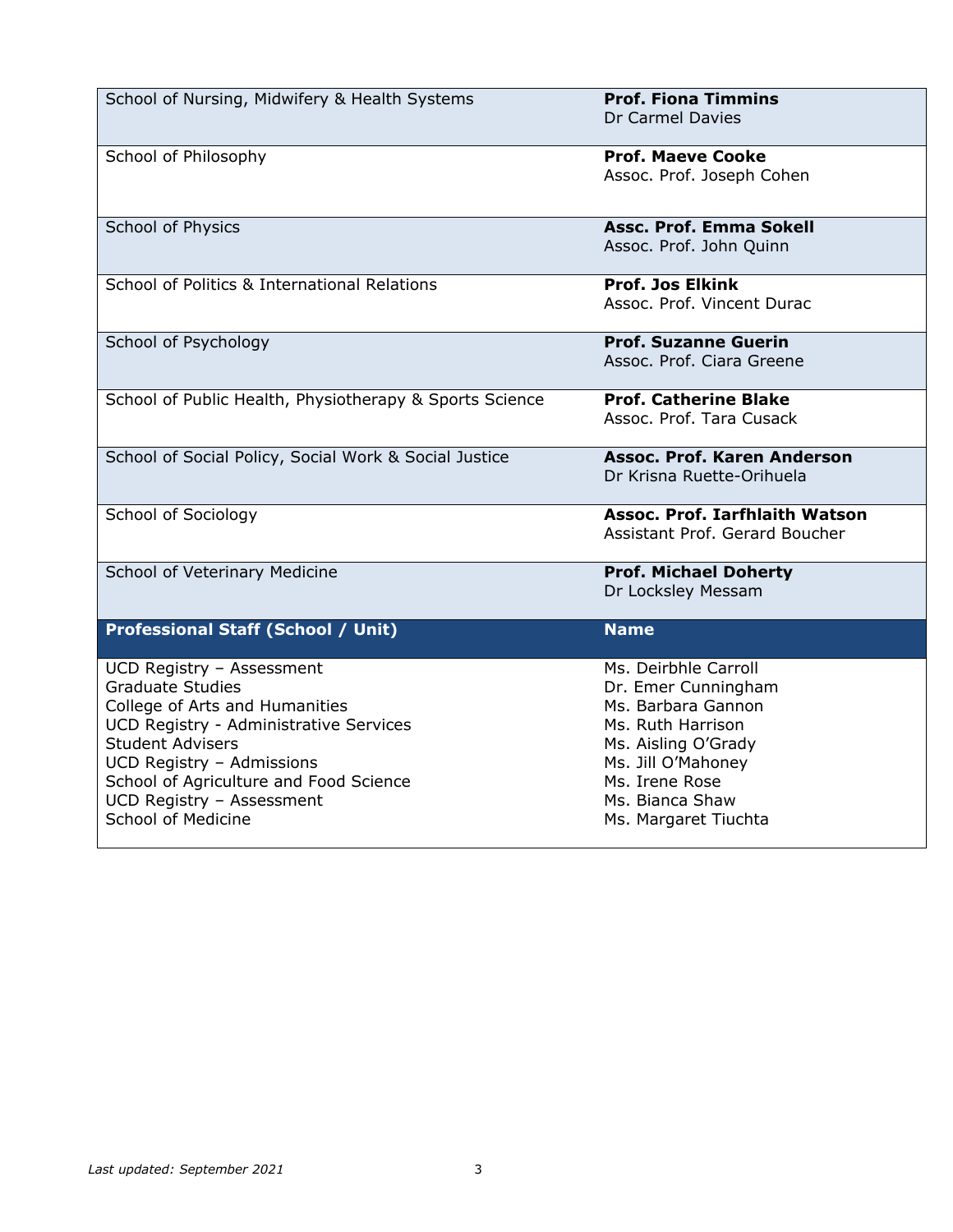| | |
|---|---|
| School of Nursing, Midwifery & Health Systems | **Prof. Fiona Timmins**<br>Dr Carmel Davies |
| School of Philosophy | **Prof. Maeve Cooke**<br>Assoc. Prof. Joseph Cohen |
| School of Physics | **Assc. Prof. Emma Sokell**<br>Assoc. Prof. John Quinn |
| School of Politics & International Relations | **Prof. Jos Elkink**<br>Assoc. Prof. Vincent Durac |
| School of Psychology | **Prof. Suzanne Guerin**<br>Assoc. Prof. Ciara Greene |
| School of Public Health, Physiotherapy & Sports Science | **Prof. Catherine Blake**<br>Assoc. Prof. Tara Cusack |
| School of Social Policy, Social Work & Social Justice | **Assoc. Prof. Karen Anderson**<br>Dr Krisna Ruette-Orihuela |
| School of Sociology | **Assoc. Prof. Iarfhlaith Watson**<br>Assistant Prof. Gerard Boucher |
| School of Veterinary Medicine | **Prof. Michael Doherty**<br>Dr Locksley Messam |
| **Professional Staff (School / Unit)** | **Name** |
| UCD Registry – Assessment | Ms. Deirbhle Carroll |
| Graduate Studies | Dr. Emer Cunningham |
| College of Arts and Humanities | Ms. Barbara Gannon |
| UCD Registry - Administrative Services | Ms. Ruth Harrison |
| Student Advisers | Ms. Aisling O'Grady |
| UCD Registry – Admissions | Ms. Jill O'Mahoney |
| School of Agriculture and Food Science | Ms. Irene Rose |
| UCD Registry – Assessment | Ms. Bianca Shaw |
| School of Medicine | Ms. Margaret Tiuchta |

*Last updated: September 2021*